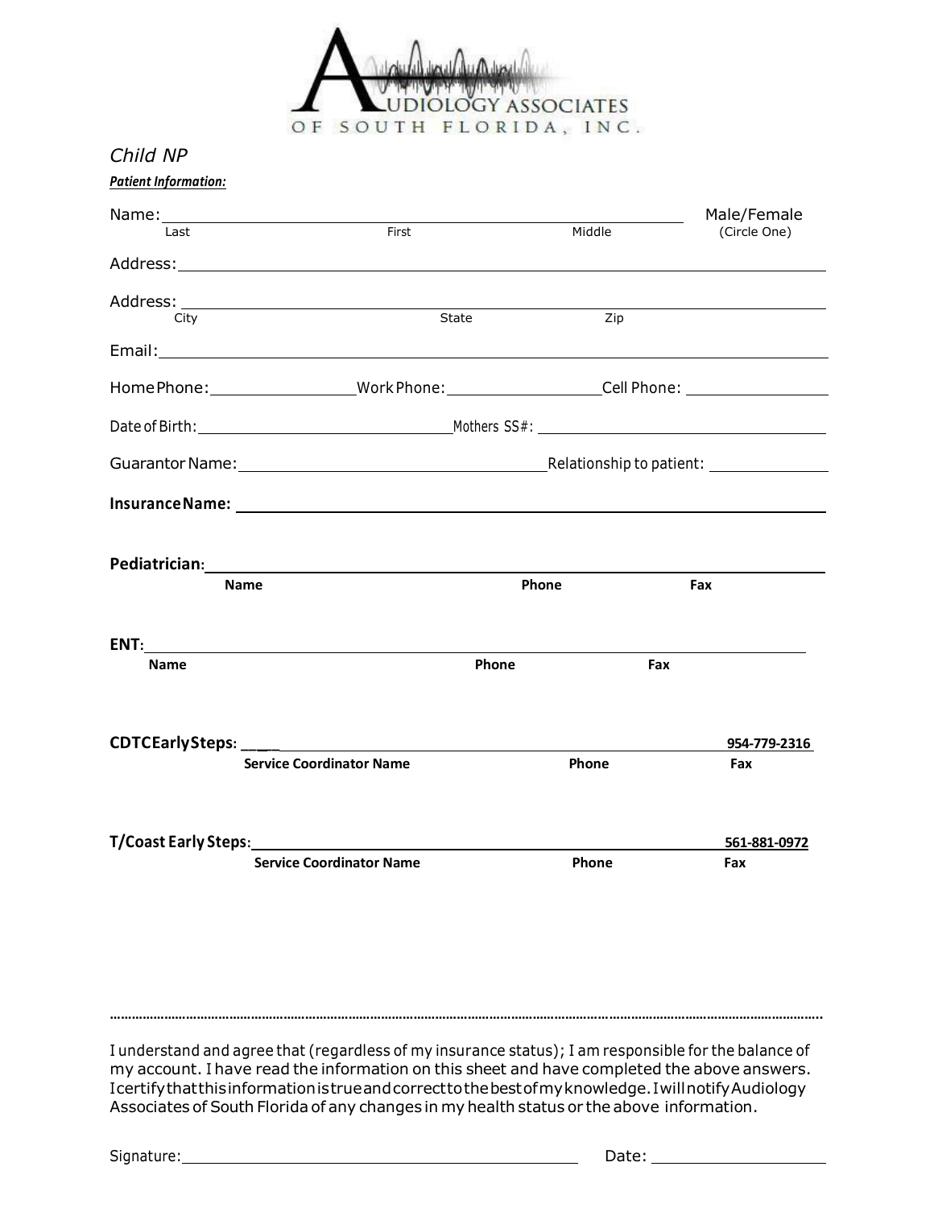# Audiology Associates of South Florida, Inc.

*Child NP*

***Patient Information:***

Name: ______________________________________________ Male/Female
Last First Middle (Circle One)

Address: ______________________________________________

Address: ______________________________________________
City State Zip

Email: ______________________________________________

Home Phone: ______________ Work Phone: ______________ Cell Phone: ______________

Date of Birth: ______________________ Mothers SS#: ______________________

Guarantor Name: ______________________ Relationship to patient: ______________

**Insurance Name:** ______________________________________________

**Pediatrician:** ______________________________________________
**Name** **Phone** **Fax**

**ENT:** ______________________________________________
**Name** **Phone** **Fax**

**CDTC Early Steps:** ___________________________________ **954-779-2316**
**Service Coordinator Name** **Phone** **Fax**

**T/Coast Early Steps:** ___________________________________ **561-881-0972**
**Service Coordinator Name** **Phone** **Fax**

.......................................................................................................................................................................

I understand and agree that (regardless of my insurance status); I am responsible for the balance of my account. I have read the information on this sheet and have completed the above answers. I certify that this information is true and correct to the best of my knowledge. I will notify Audiology Associates of South Florida of any changes in my health status or the above information.

Signature: ______________________________ Date: ______________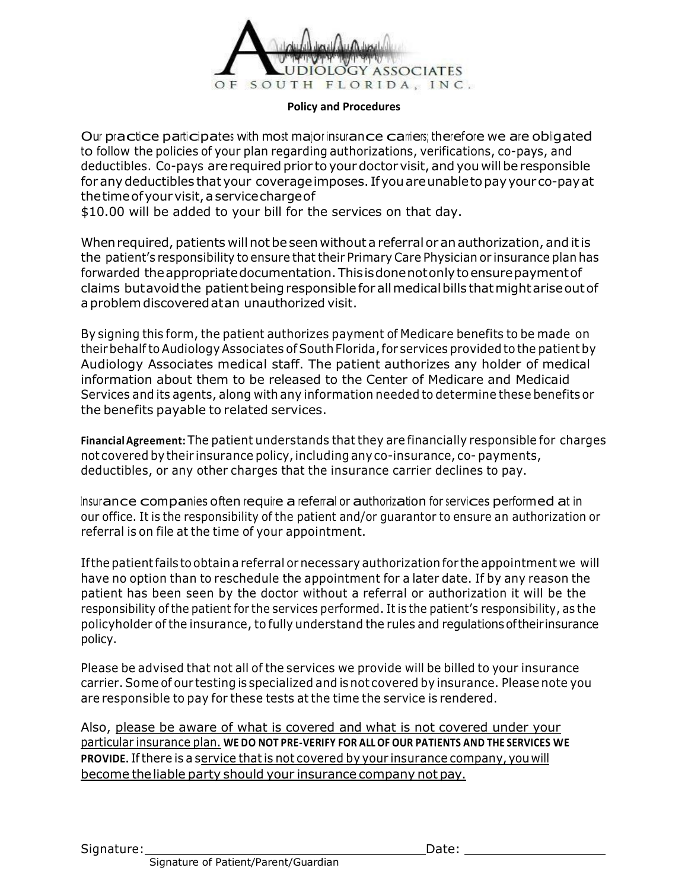# AUDIOLOGY ASSOCIATES OF SOUTH FLORIDA, INC.

**Policy and Procedures**

Our practice participates with most major insurance carriers; therefore we are obligated to follow the policies of your plan regarding authorizations, verifications, co-pays, and deductibles. Co-pays are required prior to your doctor visit, and you will be responsible for any deductibles that your coverage imposes. If you are unable to pay your co-pay at the time of your visit, a service charge of $10.00 will be added to your bill for the services on that day.

When required, patients will not be seen without a referral or an authorization, and it is the patient's responsibility to ensure that their Primary Care Physician or insurance plan has forwarded the appropriate documentation. This is done not only to ensure payment of claims but avoid the patient being responsible for all medical bills that might arise out of a problem discovered at an unauthorized visit.

By signing this form, the patient authorizes payment of Medicare benefits to be made on their behalf to Audiology Associates of South Florida, for services provided to the patient by Audiology Associates medical staff. The patient authorizes any holder of medical information about them to be released to the Center of Medicare and Medicaid Services and its agents, along with any information needed to determine these benefits or the benefits payable to related services.

**Financial Agreement:** The patient understands that they are financially responsible for charges not covered by their insurance policy, including any co-insurance, co- payments, deductibles, or any other charges that the insurance carrier declines to pay.

Insurance companies often require a referral or authorization for services performed at in our office. It is the responsibility of the patient and/or guarantor to ensure an authorization or referral is on file at the time of your appointment.

If the patient fails to obtain a referral or necessary authorization for the appointment we will have no option than to reschedule the appointment for a later date. If by any reason the patient has been seen by the doctor without a referral or authorization it will be the responsibility of the patient for the services performed. It is the patient's responsibility, as the policyholder of the insurance, to fully understand the rules and regulations of their insurance policy.

Please be advised that not all of the services we provide will be billed to your insurance carrier. Some of our testing is specialized and is not covered by insurance. Please note you are responsible to pay for these tests at the time the service is rendered.

Also, please be aware of what is covered and what is not covered under your particular insurance plan. **WE DO NOT PRE-VERIFY FOR ALL OF OUR PATIENTS AND THE SERVICES WE PROVIDE.** If there is a service that is not covered by your insurance company, you will become the liable party should your insurance company not pay.

Signature: ______________________________ Date: ________________

Signature of Patient/Parent/Guardian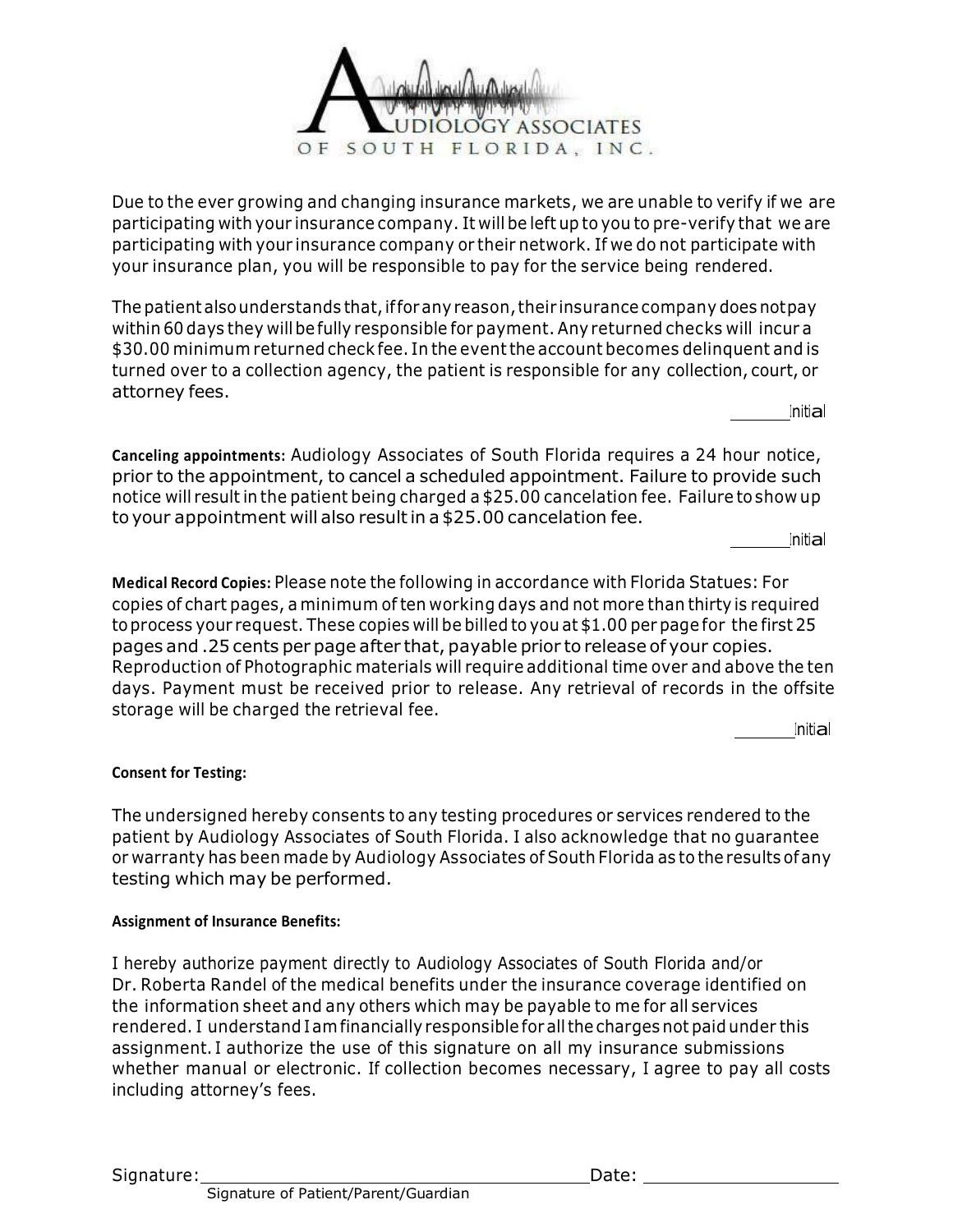# AUDIOLOGY ASSOCIATES OF SOUTH FLORIDA, INC.

Due to the ever growing and changing insurance markets, we are unable to verify if we are participating with your insurance company. It will be left up to you to pre-verify that we are participating with your insurance company or their network. If we do not participate with your insurance plan, you will be responsible to pay for the service being rendered.

The patient also understands that, if for any reason, their insurance company does not pay within 60 days they will be fully responsible for payment. Any returned checks will incur a $30.00 minimum returned check fee. In the event the account becomes delinquent and is turned over to a collection agency, the patient is responsible for any collection, court, or attorney fees.

_______Initial

**Canceling appointments:** Audiology Associates of South Florida requires a 24 hour notice, prior to the appointment, to cancel a scheduled appointment. Failure to provide such notice will result in the patient being charged a $25.00 cancelation fee. Failure to show up to your appointment will also result in a $25.00 cancelation fee.

_______Initial

**Medical Record Copies:** Please note the following in accordance with Florida Statues: For copies of chart pages, a minimum of ten working days and not more than thirty is required to process your request. These copies will be billed to you at $1.00 per page for the first 25 pages and .25 cents per page after that, payable prior to release of your copies. Reproduction of Photographic materials will require additional time over and above the ten days. Payment must be received prior to release. Any retrieval of records in the offsite storage will be charged the retrieval fee.

_______Initial

**Consent for Testing:**

The undersigned hereby consents to any testing procedures or services rendered to the patient by Audiology Associates of South Florida. I also acknowledge that no guarantee or warranty has been made by Audiology Associates of South Florida as to the results of any testing which may be performed.

**Assignment of Insurance Benefits:**

I hereby authorize payment directly to Audiology Associates of South Florida and/or Dr. Roberta Randel of the medical benefits under the insurance coverage identified on the information sheet and any others which may be payable to me for all services rendered. I understand I am financially responsible for all the charges not paid under this assignment. I authorize the use of this signature on all my insurance submissions whether manual or electronic. If collection becomes necessary, I agree to pay all costs including attorney's fees.

Signature:____________________________________ Date: ____________________

Signature of Patient/Parent/Guardian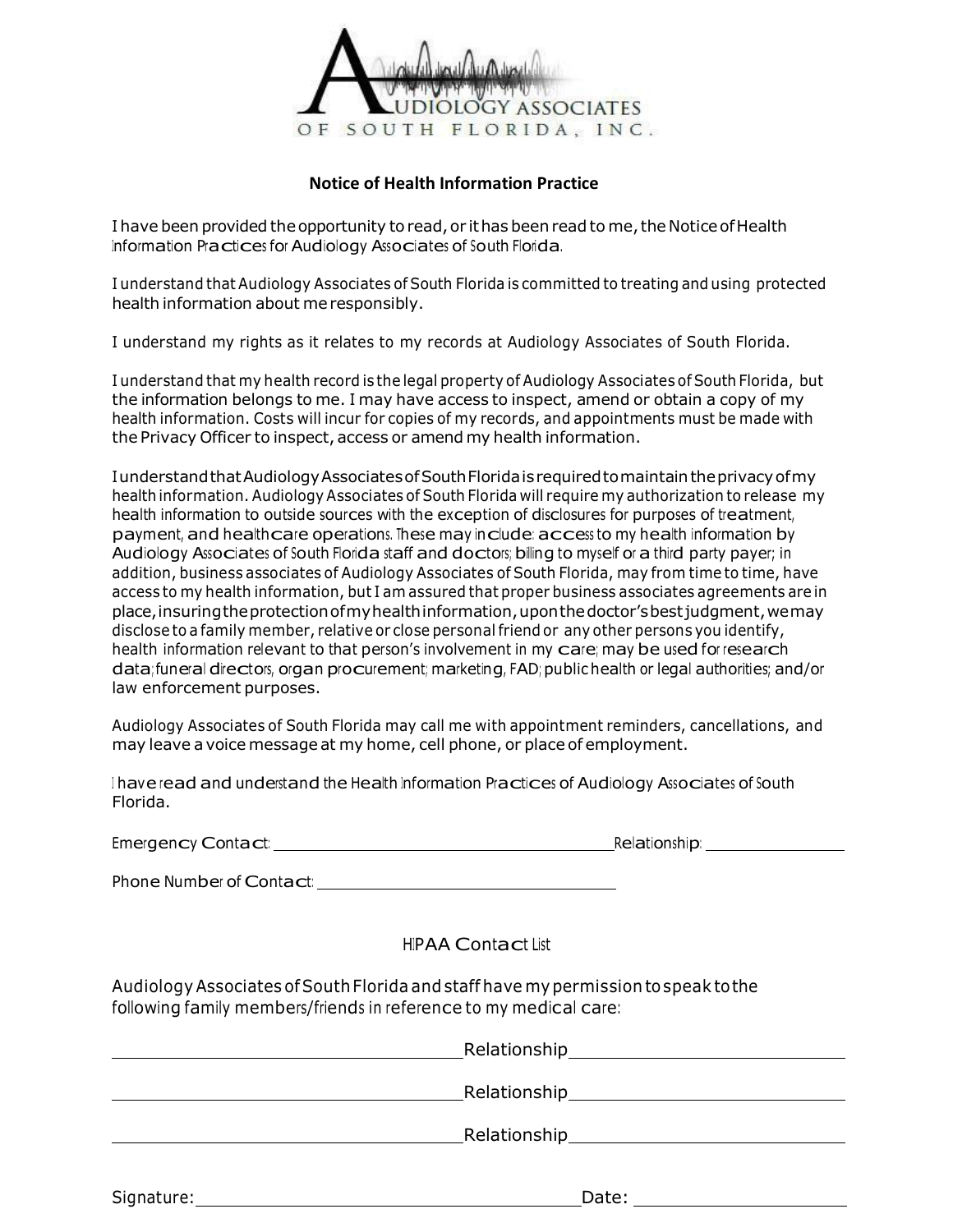AUDIOLOGY ASSOCIATES
OF SOUTH FLORIDA, INC.

## Notice of Health Information Practice

I have been provided the opportunity to read, or it has been read to me, the Notice of Health Information Practices for Audiology Associates of South Florida.

I understand that Audiology Associates of South Florida is committed to treating and using protected health information about me responsibly.

I understand my rights as it relates to my records at Audiology Associates of South Florida.

I understand that my health record is the legal property of Audiology Associates of South Florida, but the information belongs to me. I may have access to inspect, amend or obtain a copy of my health information. Costs will incur for copies of my records, and appointments must be made with the Privacy Officer to inspect, access or amend my health information.

I understand that Audiology Associates of South Florida is required to maintain the privacy of my health information. Audiology Associates of South Florida will require my authorization to release my health information to outside sources with the exception of disclosures for purposes of treatment, payment, and healthcare operations. These may include: access to my health information by Audiology Associates of South Florida staff and doctors; billing to myself or a third party payer; in addition, business associates of Audiology Associates of South Florida, may from time to time, have access to my health information, but I am assured that proper business associates agreements are in place, insuring the protection of my health information, upon the doctor's best judgment, we may disclose to a family member, relative or close personal friend or any other persons you identify, health information relevant to that person's involvement in my care; may be used for research data; funeral directors, organ procurement; marketing, FAD; public health or legal authorities; and/or law enforcement purposes.

Audiology Associates of South Florida may call me with appointment reminders, cancellations, and may leave a voice message at my home, cell phone, or place of employment.

I have read and understand the Health Information Practices of Audiology Associates of South Florida.

Emergency Contact: ________________________________ Relationship: ______________

Phone Number of Contact: ______________________________

### HIPAA Contact List

Audiology Associates of South Florida and staff have my permission to speak to the following family members/friends in reference to my medical care:

________________________________ Relationship ________________________

________________________________ Relationship ________________________

________________________________ Relationship ________________________

Signature: ____________________________________ Date: ____________________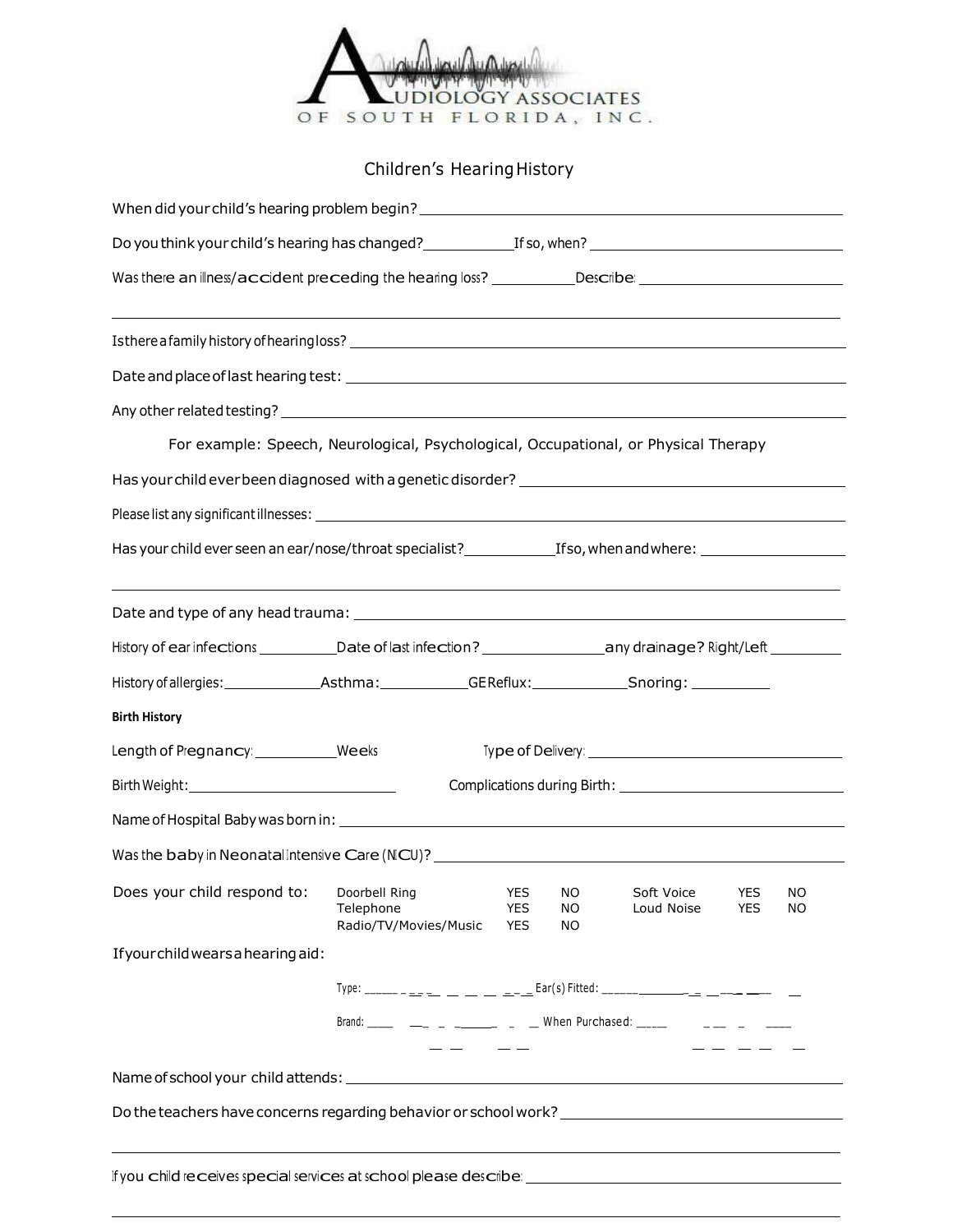AUDIOLOGY ASSOCIATES OF SOUTH FLORIDA, INC.

## Children's Hearing History

When did your child's hearing problem begin? ______________________________

Do you think your child's hearing has changed? __________ If so, when? ______________________________

Was there an illness/accident preceding the hearing loss? __________ Describe: ______________________________

______________________________________________________________________

Is there a family history of hearing loss? ______________________________

Date and place of last hearing test: ______________________________

Any other related testing? ______________________________

For example: Speech, Neurological, Psychological, Occupational, or Physical Therapy

Has your child ever been diagnosed with a genetic disorder? ______________________________

Please list any significant illnesses: ______________________________

Has your child ever seen an ear/nose/throat specialist? __________ If so, when and where: ______________________________

______________________________________________________________________

Date and type of any head trauma: ______________________________

History of ear infections __________ Date of last infection? __________ any drainage? Right/Left __________

History of allergies: __________ Asthma: __________ GE Reflux: __________ Snoring: __________

**Birth History**

Length of Pregnancy: __________ Weeks Type of Delivery: ______________________________

Birth Weight: ______________________________ Complications during Birth: ______________________________

Name of Hospital Baby was born in: ______________________________

Was the baby in Neonatal Intensive Care (NICU)? ______________________________

Does your child respond to:

| | | | | | |
|---|---|---|---|---|---|
| Doorbell Ring | YES | NO | Soft Voice | YES | NO |
| Telephone | YES | NO | Loud Noise | YES | NO |
| Radio/TV/Movies/Music | YES | NO | | | |

If your child wears a hearing aid:

Type: ______________________________ Ear(s) Fitted: ______________________________

Brand: ______________________________ When Purchased: ______________________________

Name of school your child attends: ______________________________

Do the teachers have concerns regarding behavior or school work? ______________________________

______________________________________________________________________

If you child receives special services at school please describe: ______________________________

______________________________________________________________________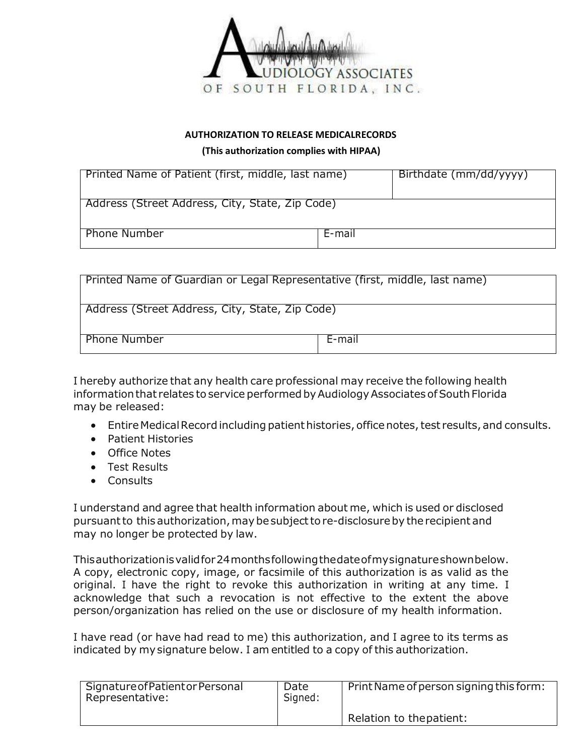AUDIOLOGY ASSOCIATES OF SOUTH FLORIDA, INC.

**AUTHORIZATION TO RELEASE MEDICALRECORDS**

**(This authorization complies with HIPAA)**

| Printed Name of Patient (first, middle, last name) | | Birthdate (mm/dd/yyyy) |
|---|---|---|
| Address (Street Address, City, State, Zip Code) | | |
| Phone Number | E-mail | |

| Printed Name of Guardian or Legal Representative (first, middle, last name) | |
|---|---|
| Address (Street Address, City, State, Zip Code) | |
| Phone Number | E-mail |

I hereby authorize that any health care professional may receive the following health information that relates to service performed by Audiology Associates of South Florida may be released:

- Entire Medical Record including patient histories, office notes, test results, and consults.
- Patient Histories
- Office Notes
- Test Results
- Consults

I understand and agree that health information about me, which is used or disclosed pursuant to this authorization, may be subject to re-disclosure by the recipient and may no longer be protected by law.

This authorization is valid for 24 months following the date of my signature shown below. A copy, electronic copy, image, or facsimile of this authorization is as valid as the original. I have the right to revoke this authorization in writing at any time. I acknowledge that such a revocation is not effective to the extent the above person/organization has relied on the use or disclosure of my health information.

I have read (or have had read to me) this authorization, and I agree to its terms as indicated by my signature below. I am entitled to a copy of this authorization.

| Signature of Patient or Personal Representative: | Date Signed: | Print Name of person signing this form: <br> Relation to the patient: |
|---|---|---|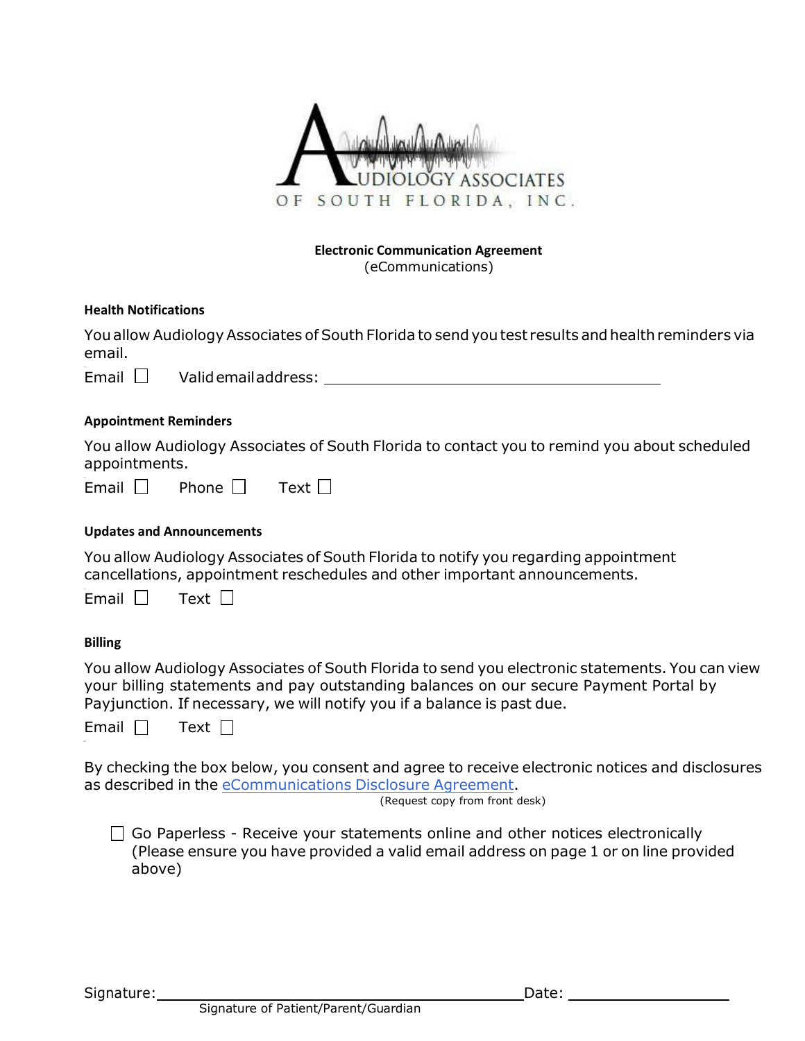AUDIOLOGY ASSOCIATES OF SOUTH FLORIDA, INC.

**Electronic Communication Agreement**
(eCommunications)

**Health Notifications**

You allow Audiology Associates of South Florida to send you test results and health reminders via email.

Email ☐ Valid email address: ____________________________________________

**Appointment Reminders**

You allow Audiology Associates of South Florida to contact you to remind you about scheduled appointments.

Email ☐ Phone ☐ Text ☐

**Updates and Announcements**

You allow Audiology Associates of South Florida to notify you regarding appointment cancellations, appointment reschedules and other important announcements.

Email ☐ Text ☐

**Billing**

You allow Audiology Associates of South Florida to send you electronic statements. You can view your billing statements and pay outstanding balances on our secure Payment Portal by Payjunction. If necessary, we will notify you if a balance is past due.

Email ☐ Text ☐

By checking the box below, you consent and agree to receive electronic notices and disclosures as described in the eCommunications Disclosure Agreement.
(Request copy from front desk)

☐ Go Paperless - Receive your statements online and other notices electronically (Please ensure you have provided a valid email address on page 1 or on line provided above)

Signature: ____________________________________________ Date: ____________________
Signature of Patient/Parent/Guardian